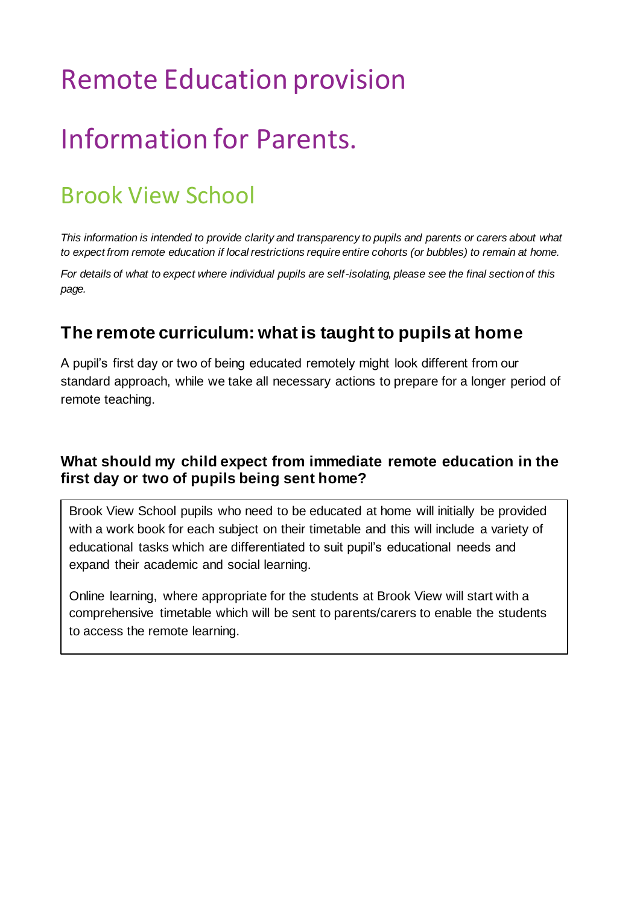# Remote Education provision

# Information for Parents.

## Brook View School

*This information is intended to provide clarity and transparency to pupils and parents or carers about what to expect from remote education if local restrictions require entire cohorts (or bubbles) to remain at home.*

*For details of what to expect where individual pupils are self-isolating, please see the final section of this page.*

### The remote curriculum: what is taught to pupils at home

A pupil's first day or two of being educated remotely might look different from our standard approach, while we take all necessary actions to prepare for a longer period of remote teaching.

#### What should my child expect from immediate remote education in the first day or two of pupils being sent home?

Brook View School pupils who need to be educated at home will initially be provided with a work book for each subject on their timetable and this will include a variety of educational tasks which are differentiated to suit pupil's educational needs and expand their academic and social learning.

Online learning, where appropriate for the students at Brook View will start with a comprehensive timetable which will be sent to parents/carers to enable the students to access the remote learning.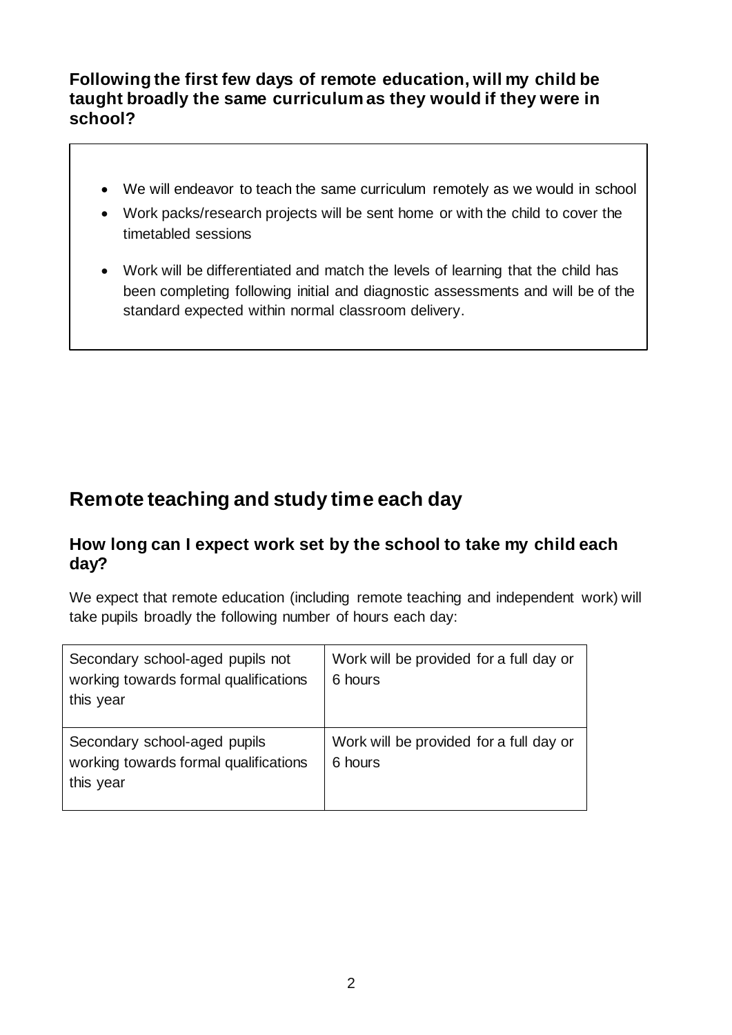### Following the first few days of remote education, will my child be taught broadly the same curriculum as they would if they were in school?

- We will endeavor to teach the same curriculum remotely as we would in school
- Work packs/research projects will be sent home or with the child to cover the timetabled sessions
- Work will be differentiated and match the levels of learning that the child has been completing following initial and diagnostic assessments and will be of the standard expected within normal classroom delivery.

## Remote teaching and study time each day

### How long can I expect work set by the school to take my child each day?

We expect that remote education (including remote teaching and independent work) will take pupils broadly the following number of hours each day:

| | |
|---|---|
| Secondary school-aged pupils not working towards formal qualifications this year | Work will be provided for a full day or 6 hours |
| Secondary school-aged pupils working towards formal qualifications this year | Work will be provided for a full day or 6 hours |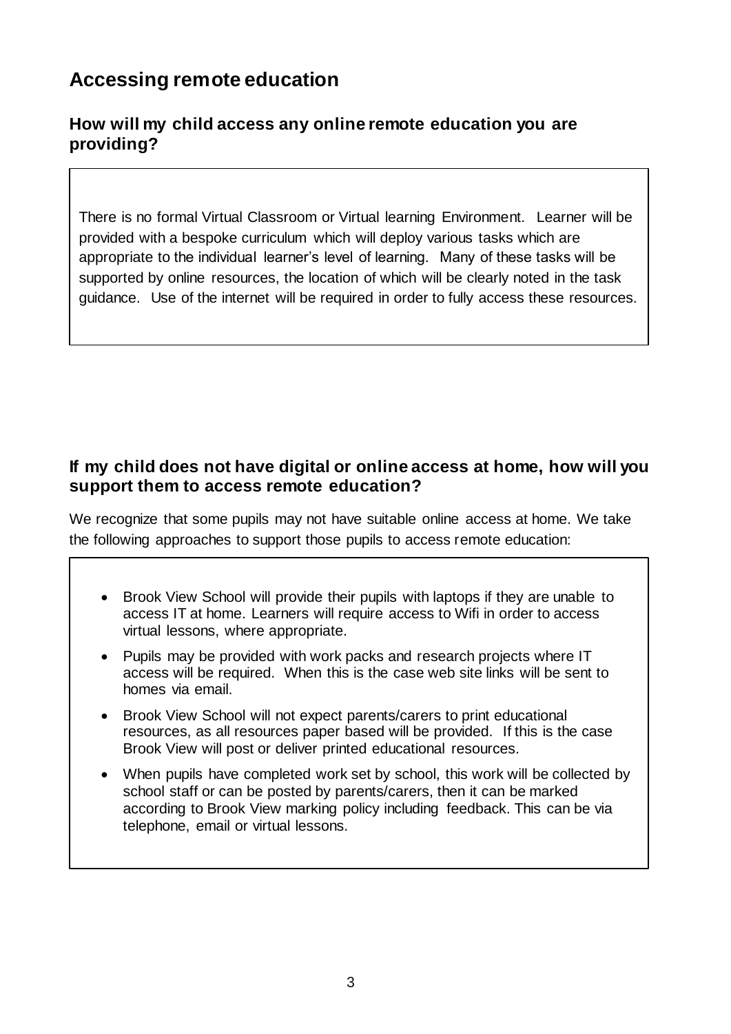## Accessing remote education

### How will my child access any online remote education you are providing?

There is no formal Virtual Classroom or Virtual learning Environment. Learner will be provided with a bespoke curriculum which will deploy various tasks which are appropriate to the individual learner's level of learning. Many of these tasks will be supported by online resources, the location of which will be clearly noted in the task guidance. Use of the internet will be required in order to fully access these resources.

### If my child does not have digital or online access at home, how will you support them to access remote education?

We recognize that some pupils may not have suitable online access at home. We take the following approaches to support those pupils to access remote education:

- Brook View School will provide their pupils with laptops if they are unable to access IT at home. Learners will require access to Wifi in order to access virtual lessons, where appropriate.
- Pupils may be provided with work packs and research projects where IT access will be required. When this is the case web site links will be sent to homes via email.
- Brook View School will not expect parents/carers to print educational resources, as all resources paper based will be provided. If this is the case Brook View will post or deliver printed educational resources.
- When pupils have completed work set by school, this work will be collected by school staff or can be posted by parents/carers, then it can be marked according to Brook View marking policy including feedback. This can be via telephone, email or virtual lessons.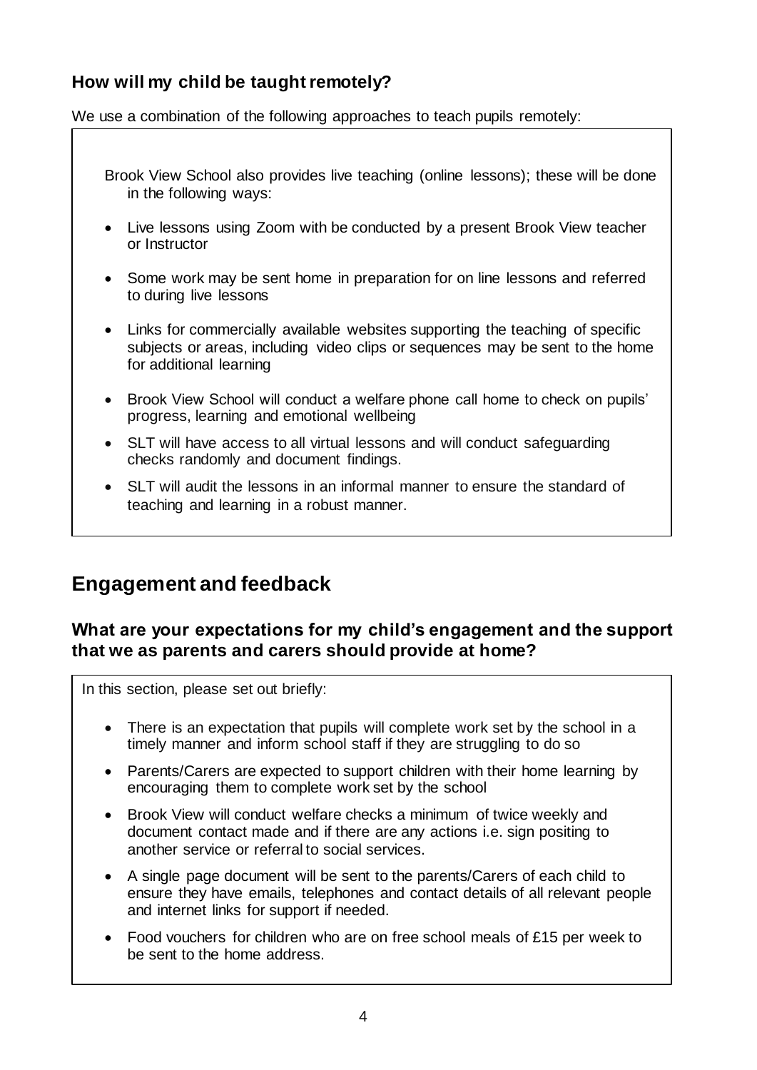### How will my child be taught remotely?

We use a combination of the following approaches to teach pupils remotely:

Brook View School also provides live teaching (online lessons); these will be done in the following ways:

- Live lessons using Zoom with be conducted by a present Brook View teacher or Instructor
- Some work may be sent home in preparation for on line lessons and referred to during live lessons
- Links for commercially available websites supporting the teaching of specific subjects or areas, including video clips or sequences may be sent to the home for additional learning
- Brook View School will conduct a welfare phone call home to check on pupils' progress, learning and emotional wellbeing
- SLT will have access to all virtual lessons and will conduct safeguarding checks randomly and document findings.
- SLT will audit the lessons in an informal manner to ensure the standard of teaching and learning in a robust manner.

## Engagement and feedback

### What are your expectations for my child's engagement and the support that we as parents and carers should provide at home?

In this section, please set out briefly:

- There is an expectation that pupils will complete work set by the school in a timely manner and inform school staff if they are struggling to do so
- Parents/Carers are expected to support children with their home learning by encouraging them to complete work set by the school
- Brook View will conduct welfare checks a minimum of twice weekly and document contact made and if there are any actions i.e. sign positing to another service or referral to social services.
- A single page document will be sent to the parents/Carers of each child to ensure they have emails, telephones and contact details of all relevant people and internet links for support if needed.
- Food vouchers for children who are on free school meals of £15 per week to be sent to the home address.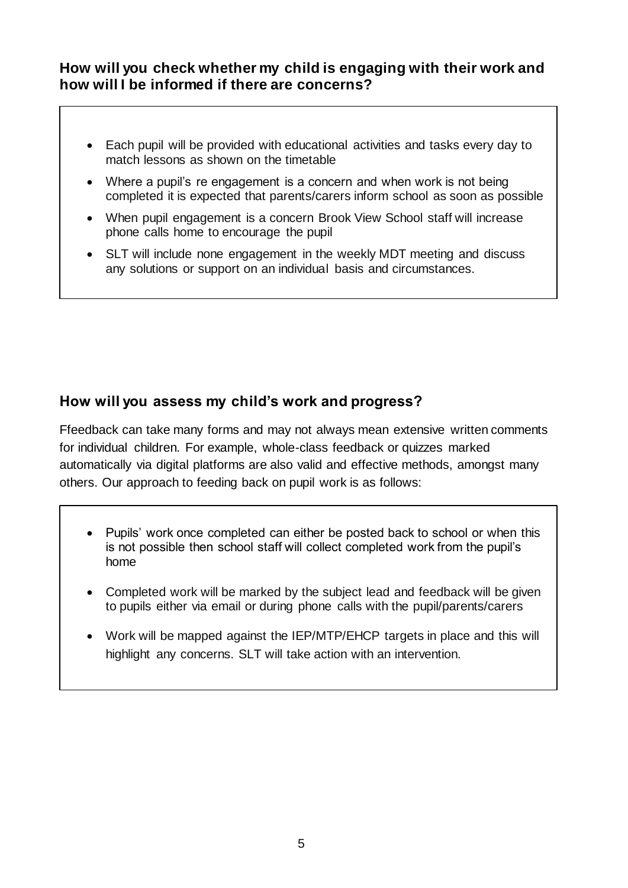### How will you check whether my child is engaging with their work and how will I be informed if there are concerns?

- Each pupil will be provided with educational activities and tasks every day to match lessons as shown on the timetable
- Where a pupil's re engagement is a concern and when work is not being completed it is expected that parents/carers inform school as soon as possible
- When pupil engagement is a concern Brook View School staff will increase phone calls home to encourage the pupil
- SLT will include none engagement in the weekly MDT meeting and discuss any solutions or support on an individual basis and circumstances.

### How will you assess my child's work and progress?

Ffeedback can take many forms and may not always mean extensive written comments for individual children. For example, whole-class feedback or quizzes marked automatically via digital platforms are also valid and effective methods, amongst many others. Our approach to feeding back on pupil work is as follows:

- Pupils' work once completed can either be posted back to school or when this is not possible then school staff will collect completed work from the pupil's home
- Completed work will be marked by the subject lead and feedback will be given to pupils either via email or during phone calls with the pupil/parents/carers
- Work will be mapped against the IEP/MTP/EHCP targets in place and this will highlight any concerns. SLT will take action with an intervention.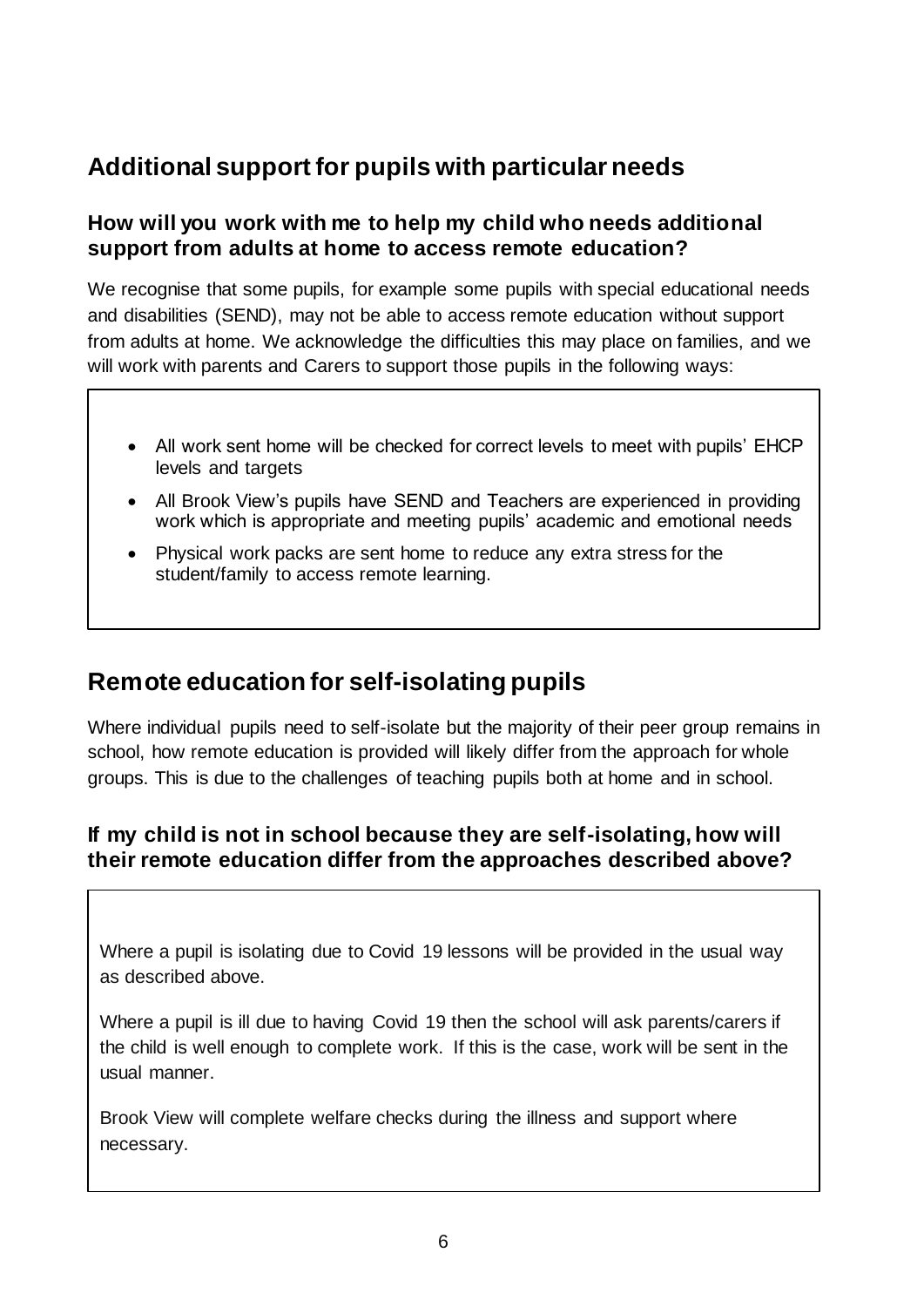## Additional support for pupils with particular needs

### How will you work with me to help my child who needs additional support from adults at home to access remote education?

We recognise that some pupils, for example some pupils with special educational needs and disabilities (SEND), may not be able to access remote education without support from adults at home. We acknowledge the difficulties this may place on families, and we will work with parents and Carers to support those pupils in the following ways:

- All work sent home will be checked for correct levels to meet with pupils' EHCP levels and targets
- All Brook View's pupils have SEND and Teachers are experienced in providing work which is appropriate and meeting pupils' academic and emotional needs
- Physical work packs are sent home to reduce any extra stress for the student/family to access remote learning.

## Remote education for self-isolating pupils

Where individual pupils need to self-isolate but the majority of their peer group remains in school, how remote education is provided will likely differ from the approach for whole groups. This is due to the challenges of teaching pupils both at home and in school.

### If my child is not in school because they are self-isolating, how will their remote education differ from the approaches described above?

Where a pupil is isolating due to Covid 19 lessons will be provided in the usual way as described above.

Where a pupil is ill due to having Covid 19 then the school will ask parents/carers if the child is well enough to complete work. If this is the case, work will be sent in the usual manner.

Brook View will complete welfare checks during the illness and support where necessary.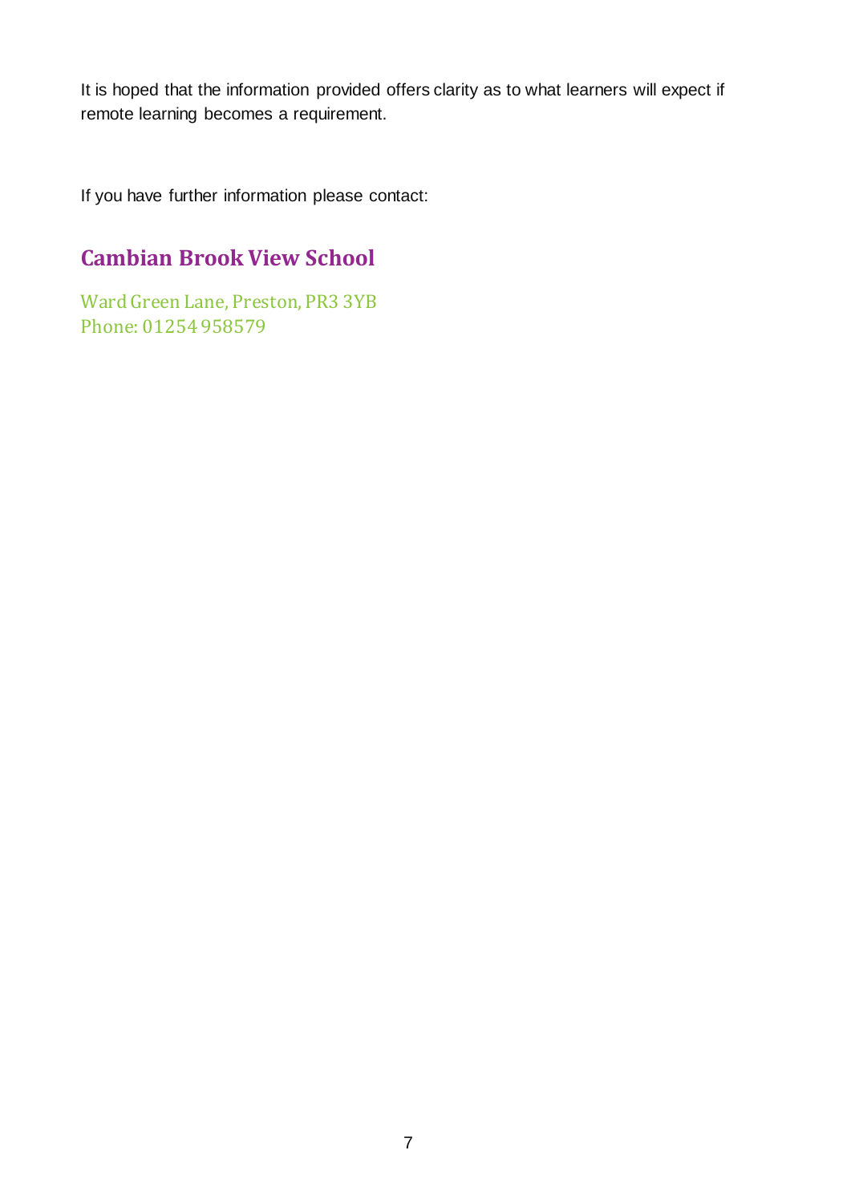It is hoped that the information provided offers clarity as to what learners will expect if remote learning becomes a requirement.

If you have further information please contact:

## Cambian Brook View School

Ward Green Lane, Preston, PR3 3YB
Phone: 01254 958579